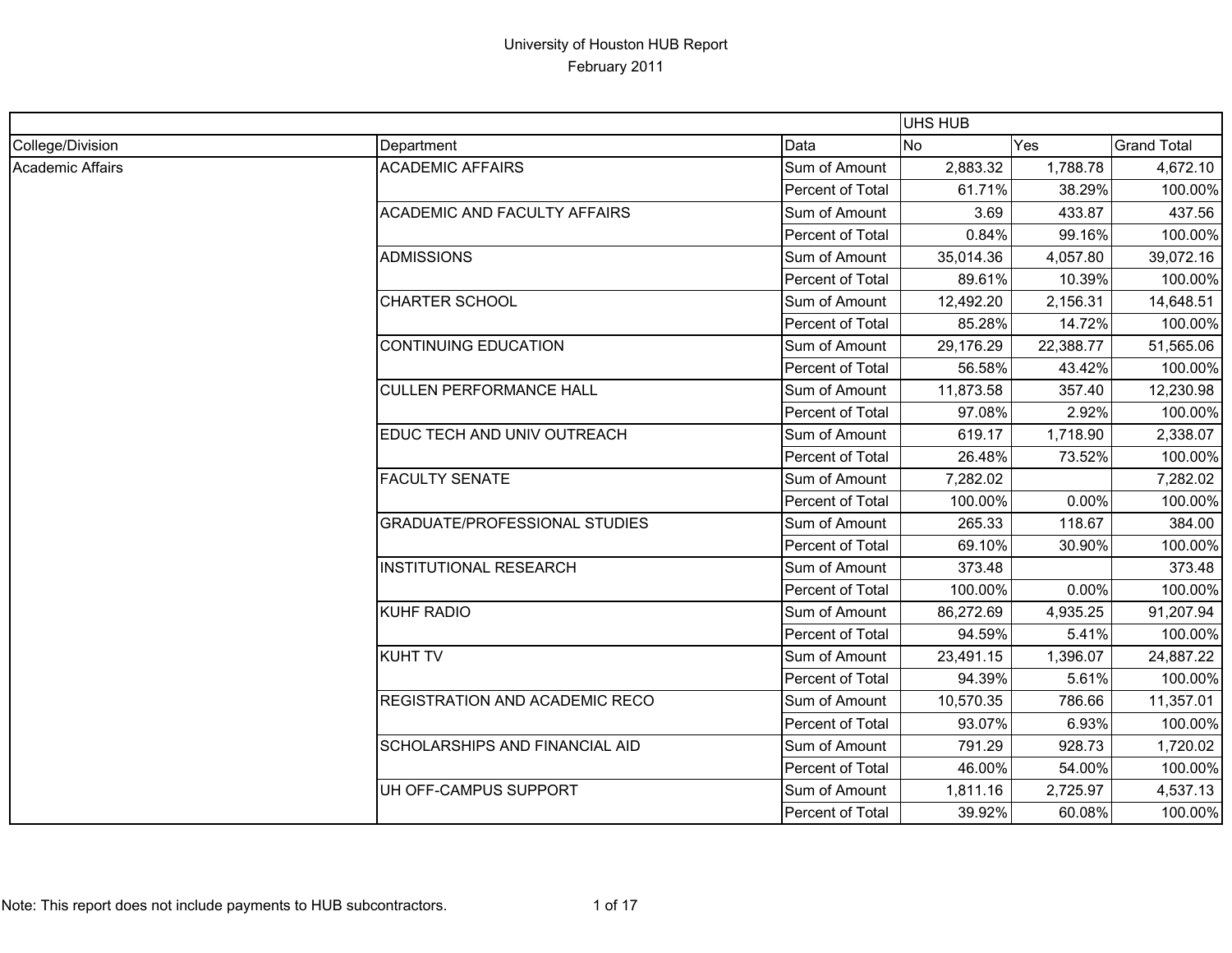# University of Houston HUB Report
February 2011

| | | | UHS HUB | | |
|---|---|---|---|---|---|
| College/Division | Department | Data | No | Yes | Grand Total |
| Academic Affairs | ACADEMIC AFFAIRS | Sum of Amount | 2,883.32 | 1,788.78 | 4,672.10 |
| | | Percent of Total | 61.71% | 38.29% | 100.00% |
| | ACADEMIC AND FACULTY AFFAIRS | Sum of Amount | 3.69 | 433.87 | 437.56 |
| | | Percent of Total | 0.84% | 99.16% | 100.00% |
| | ADMISSIONS | Sum of Amount | 35,014.36 | 4,057.80 | 39,072.16 |
| | | Percent of Total | 89.61% | 10.39% | 100.00% |
| | CHARTER SCHOOL | Sum of Amount | 12,492.20 | 2,156.31 | 14,648.51 |
| | | Percent of Total | 85.28% | 14.72% | 100.00% |
| | CONTINUING EDUCATION | Sum of Amount | 29,176.29 | 22,388.77 | 51,565.06 |
| | | Percent of Total | 56.58% | 43.42% | 100.00% |
| | CULLEN PERFORMANCE HALL | Sum of Amount | 11,873.58 | 357.40 | 12,230.98 |
| | | Percent of Total | 97.08% | 2.92% | 100.00% |
| | EDUC TECH AND UNIV OUTREACH | Sum of Amount | 619.17 | 1,718.90 | 2,338.07 |
| | | Percent of Total | 26.48% | 73.52% | 100.00% |
| | FACULTY SENATE | Sum of Amount | 7,282.02 | | 7,282.02 |
| | | Percent of Total | 100.00% | 0.00% | 100.00% |
| | GRADUATE/PROFESSIONAL STUDIES | Sum of Amount | 265.33 | 118.67 | 384.00 |
| | | Percent of Total | 69.10% | 30.90% | 100.00% |
| | INSTITUTIONAL RESEARCH | Sum of Amount | 373.48 | | 373.48 |
| | | Percent of Total | 100.00% | 0.00% | 100.00% |
| | KUHF RADIO | Sum of Amount | 86,272.69 | 4,935.25 | 91,207.94 |
| | | Percent of Total | 94.59% | 5.41% | 100.00% |
| | KUHT TV | Sum of Amount | 23,491.15 | 1,396.07 | 24,887.22 |
| | | Percent of Total | 94.39% | 5.61% | 100.00% |
| | REGISTRATION AND ACADEMIC RECO | Sum of Amount | 10,570.35 | 786.66 | 11,357.01 |
| | | Percent of Total | 93.07% | 6.93% | 100.00% |
| | SCHOLARSHIPS AND FINANCIAL AID | Sum of Amount | 791.29 | 928.73 | 1,720.02 |
| | | Percent of Total | 46.00% | 54.00% | 100.00% |
| | UH OFF-CAMPUS SUPPORT | Sum of Amount | 1,811.16 | 2,725.97 | 4,537.13 |
| | | Percent of Total | 39.92% | 60.08% | 100.00% |

Note: This report does not include payments to HUB subcontractors.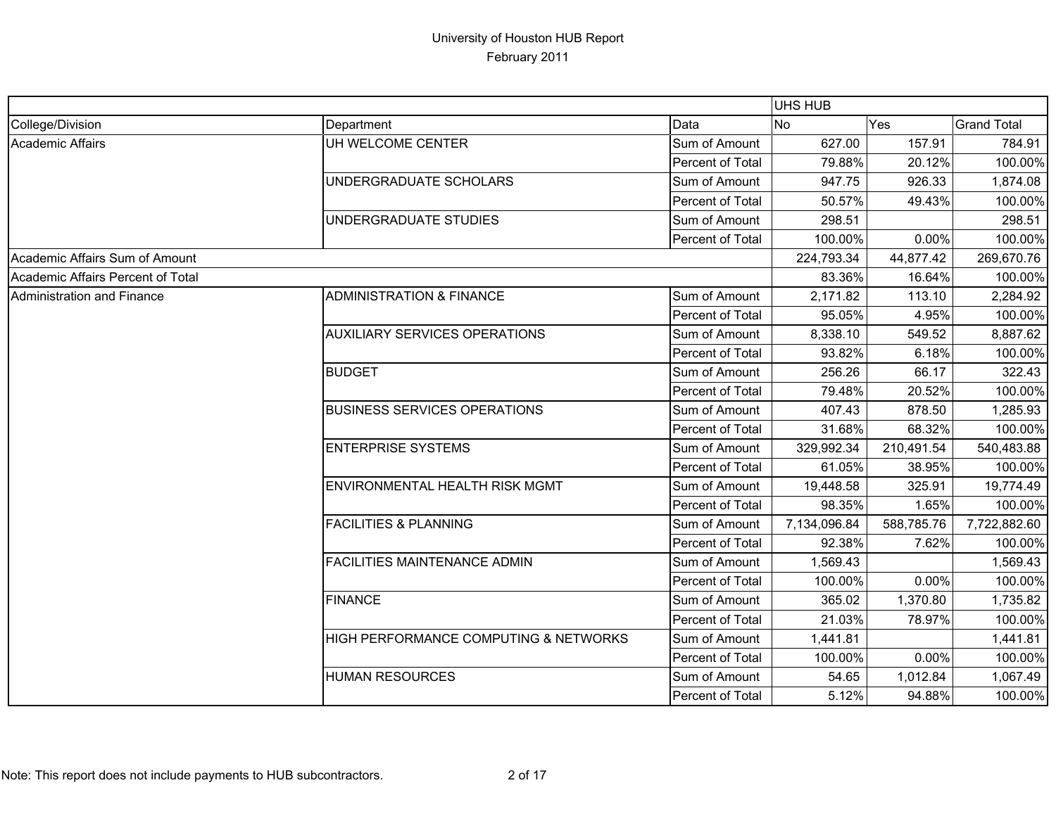University of Houston HUB Report
February 2011

| | | | UHS HUB | | |
|---|---|---|---|---|---|
| College/Division | Department | Data | No | Yes | Grand Total |
| Academic Affairs | UH WELCOME CENTER | Sum of Amount | 627.00 | 157.91 | 784.91 |
| | | Percent of Total | 79.88% | 20.12% | 100.00% |
| | UNDERGRADUATE SCHOLARS | Sum of Amount | 947.75 | 926.33 | 1,874.08 |
| | | Percent of Total | 50.57% | 49.43% | 100.00% |
| | UNDERGRADUATE STUDIES | Sum of Amount | 298.51 | | 298.51 |
| | | Percent of Total | 100.00% | 0.00% | 100.00% |
| Academic Affairs Sum of Amount | | | 224,793.34 | 44,877.42 | 269,670.76 |
| Academic Affairs Percent of Total | | | 83.36% | 16.64% | 100.00% |
| Administration and Finance | ADMINISTRATION & FINANCE | Sum of Amount | 2,171.82 | 113.10 | 2,284.92 |
| | | Percent of Total | 95.05% | 4.95% | 100.00% |
| | AUXILIARY SERVICES OPERATIONS | Sum of Amount | 8,338.10 | 549.52 | 8,887.62 |
| | | Percent of Total | 93.82% | 6.18% | 100.00% |
| | BUDGET | Sum of Amount | 256.26 | 66.17 | 322.43 |
| | | Percent of Total | 79.48% | 20.52% | 100.00% |
| | BUSINESS SERVICES OPERATIONS | Sum of Amount | 407.43 | 878.50 | 1,285.93 |
| | | Percent of Total | 31.68% | 68.32% | 100.00% |
| | ENTERPRISE SYSTEMS | Sum of Amount | 329,992.34 | 210,491.54 | 540,483.88 |
| | | Percent of Total | 61.05% | 38.95% | 100.00% |
| | ENVIRONMENTAL HEALTH RISK MGMT | Sum of Amount | 19,448.58 | 325.91 | 19,774.49 |
| | | Percent of Total | 98.35% | 1.65% | 100.00% |
| | FACILITIES & PLANNING | Sum of Amount | 7,134,096.84 | 588,785.76 | 7,722,882.60 |
| | | Percent of Total | 92.38% | 7.62% | 100.00% |
| | FACILITIES MAINTENANCE ADMIN | Sum of Amount | 1,569.43 | | 1,569.43 |
| | | Percent of Total | 100.00% | 0.00% | 100.00% |
| | FINANCE | Sum of Amount | 365.02 | 1,370.80 | 1,735.82 |
| | | Percent of Total | 21.03% | 78.97% | 100.00% |
| | HIGH PERFORMANCE COMPUTING & NETWORKS | Sum of Amount | 1,441.81 | | 1,441.81 |
| | | Percent of Total | 100.00% | 0.00% | 100.00% |
| | HUMAN RESOURCES | Sum of Amount | 54.65 | 1,012.84 | 1,067.49 |
| | | Percent of Total | 5.12% | 94.88% | 100.00% |

Note: This report does not include payments to HUB subcontractors.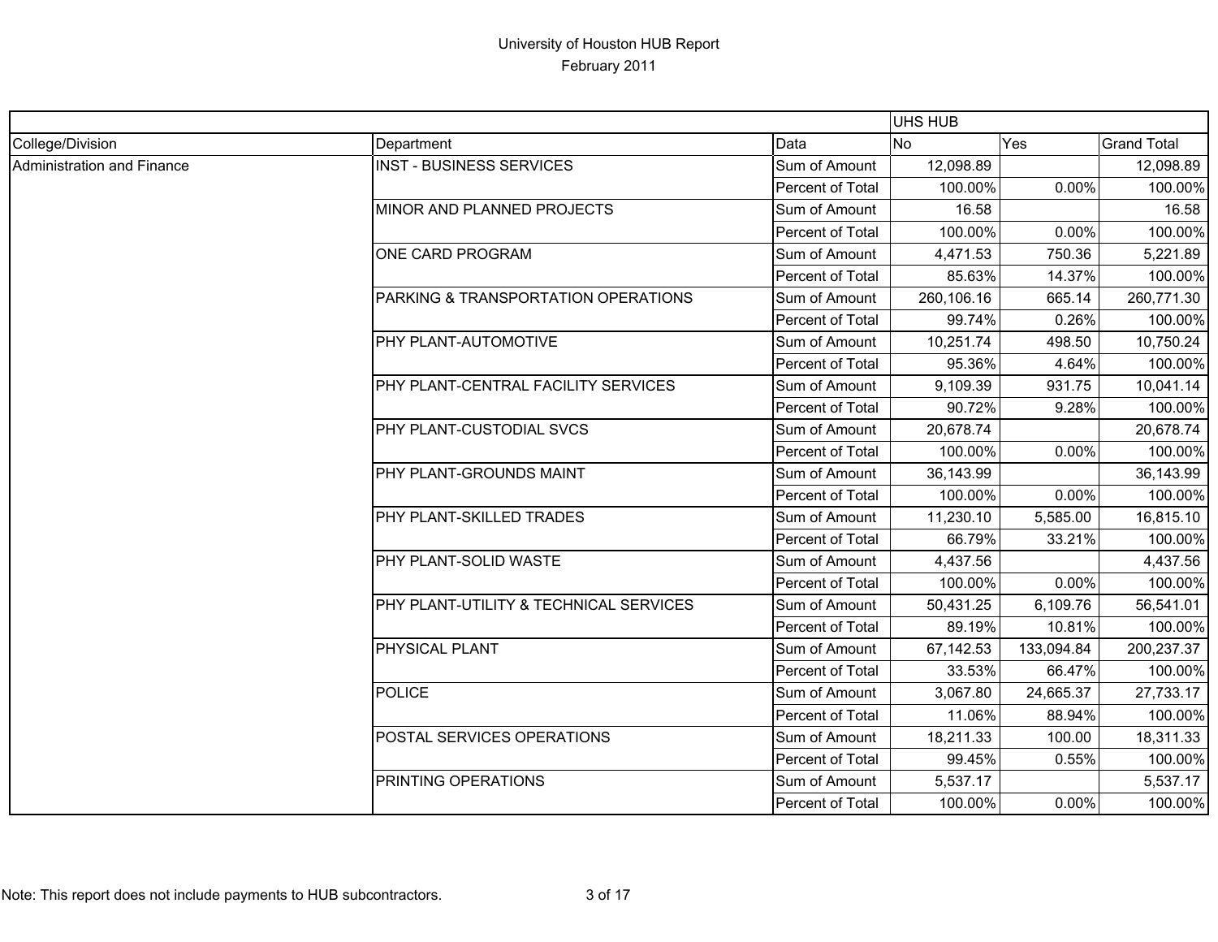University of Houston HUB Report
February 2011

| | | | UHS HUB | | |
|---|---|---|---|---|---|
| College/Division | Department | Data | No | Yes | Grand Total |
| Administration and Finance | INST - BUSINESS SERVICES | Sum of Amount | 12,098.89 | | 12,098.89 |
| | | Percent of Total | 100.00% | 0.00% | 100.00% |
| | MINOR AND PLANNED PROJECTS | Sum of Amount | 16.58 | | 16.58 |
| | | Percent of Total | 100.00% | 0.00% | 100.00% |
| | ONE CARD PROGRAM | Sum of Amount | 4,471.53 | 750.36 | 5,221.89 |
| | | Percent of Total | 85.63% | 14.37% | 100.00% |
| | PARKING & TRANSPORTATION OPERATIONS | Sum of Amount | 260,106.16 | 665.14 | 260,771.30 |
| | | Percent of Total | 99.74% | 0.26% | 100.00% |
| | PHY PLANT-AUTOMOTIVE | Sum of Amount | 10,251.74 | 498.50 | 10,750.24 |
| | | Percent of Total | 95.36% | 4.64% | 100.00% |
| | PHY PLANT-CENTRAL FACILITY SERVICES | Sum of Amount | 9,109.39 | 931.75 | 10,041.14 |
| | | Percent of Total | 90.72% | 9.28% | 100.00% |
| | PHY PLANT-CUSTODIAL SVCS | Sum of Amount | 20,678.74 | | 20,678.74 |
| | | Percent of Total | 100.00% | 0.00% | 100.00% |
| | PHY PLANT-GROUNDS MAINT | Sum of Amount | 36,143.99 | | 36,143.99 |
| | | Percent of Total | 100.00% | 0.00% | 100.00% |
| | PHY PLANT-SKILLED TRADES | Sum of Amount | 11,230.10 | 5,585.00 | 16,815.10 |
| | | Percent of Total | 66.79% | 33.21% | 100.00% |
| | PHY PLANT-SOLID WASTE | Sum of Amount | 4,437.56 | | 4,437.56 |
| | | Percent of Total | 100.00% | 0.00% | 100.00% |
| | PHY PLANT-UTILITY & TECHNICAL SERVICES | Sum of Amount | 50,431.25 | 6,109.76 | 56,541.01 |
| | | Percent of Total | 89.19% | 10.81% | 100.00% |
| | PHYSICAL PLANT | Sum of Amount | 67,142.53 | 133,094.84 | 200,237.37 |
| | | Percent of Total | 33.53% | 66.47% | 100.00% |
| | POLICE | Sum of Amount | 3,067.80 | 24,665.37 | 27,733.17 |
| | | Percent of Total | 11.06% | 88.94% | 100.00% |
| | POSTAL SERVICES OPERATIONS | Sum of Amount | 18,211.33 | 100.00 | 18,311.33 |
| | | Percent of Total | 99.45% | 0.55% | 100.00% |
| | PRINTING OPERATIONS | Sum of Amount | 5,537.17 | | 5,537.17 |
| | | Percent of Total | 100.00% | 0.00% | 100.00% |

Note: This report does not include payments to HUB subcontractors.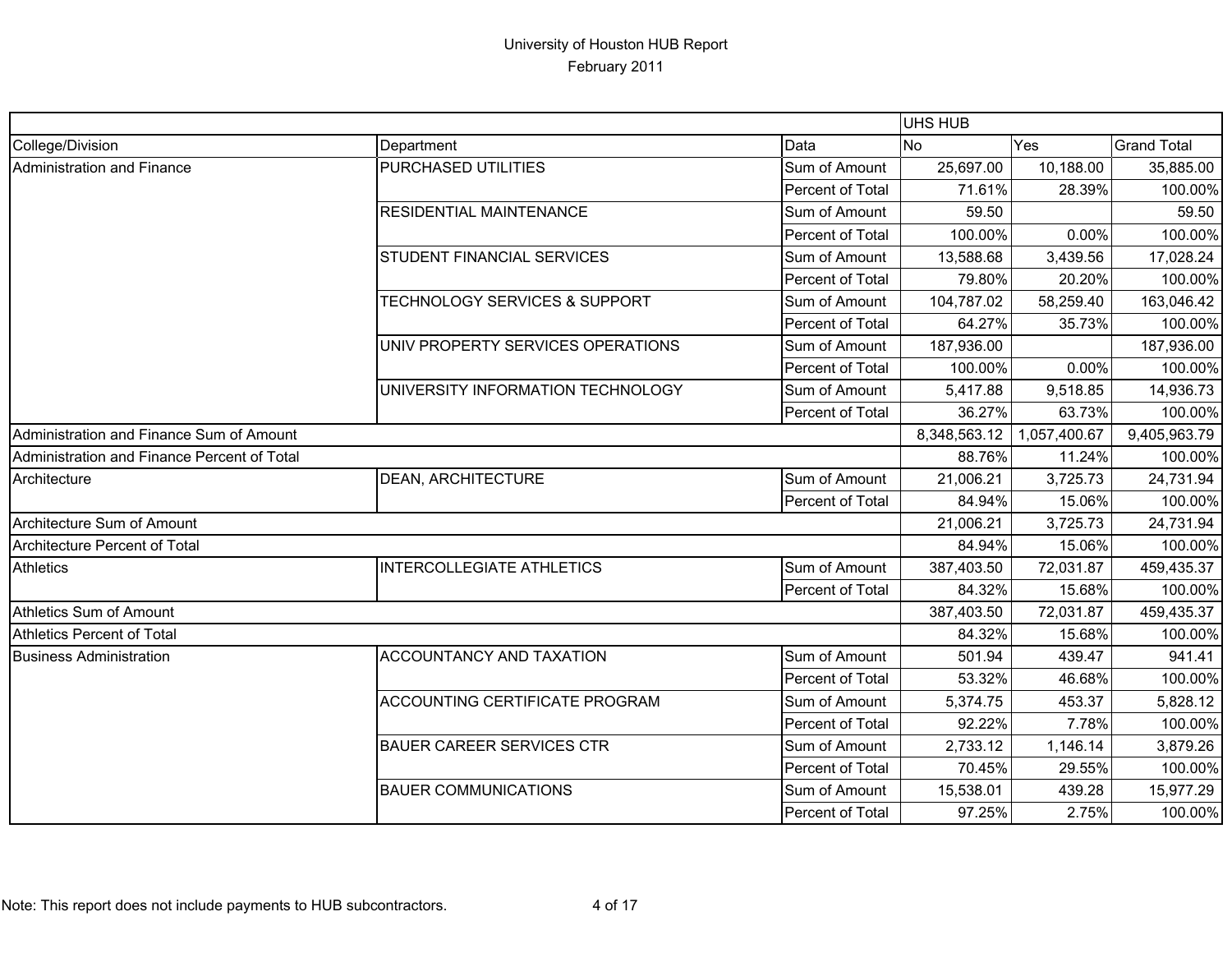# University of Houston HUB Report
February 2011

| | | | UHS HUB | | |
|---|---|---|---|---|---|
| College/Division | Department | Data | No | Yes | Grand Total |
| Administration and Finance | PURCHASED UTILITIES | Sum of Amount | 25,697.00 | 10,188.00 | 35,885.00 |
| | | Percent of Total | 71.61% | 28.39% | 100.00% |
| | RESIDENTIAL MAINTENANCE | Sum of Amount | 59.50 | | 59.50 |
| | | Percent of Total | 100.00% | 0.00% | 100.00% |
| | STUDENT FINANCIAL SERVICES | Sum of Amount | 13,588.68 | 3,439.56 | 17,028.24 |
| | | Percent of Total | 79.80% | 20.20% | 100.00% |
| | TECHNOLOGY SERVICES & SUPPORT | Sum of Amount | 104,787.02 | 58,259.40 | 163,046.42 |
| | | Percent of Total | 64.27% | 35.73% | 100.00% |
| | UNIV PROPERTY SERVICES OPERATIONS | Sum of Amount | 187,936.00 | | 187,936.00 |
| | | Percent of Total | 100.00% | 0.00% | 100.00% |
| | UNIVERSITY INFORMATION TECHNOLOGY | Sum of Amount | 5,417.88 | 9,518.85 | 14,936.73 |
| | | Percent of Total | 36.27% | 63.73% | 100.00% |
| Administration and Finance Sum of Amount | | | 8,348,563.12 | 1,057,400.67 | 9,405,963.79 |
| Administration and Finance Percent of Total | | | 88.76% | 11.24% | 100.00% |
| Architecture | DEAN, ARCHITECTURE | Sum of Amount | 21,006.21 | 3,725.73 | 24,731.94 |
| | | Percent of Total | 84.94% | 15.06% | 100.00% |
| Architecture Sum of Amount | | | 21,006.21 | 3,725.73 | 24,731.94 |
| Architecture Percent of Total | | | 84.94% | 15.06% | 100.00% |
| Athletics | INTERCOLLEGIATE ATHLETICS | Sum of Amount | 387,403.50 | 72,031.87 | 459,435.37 |
| | | Percent of Total | 84.32% | 15.68% | 100.00% |
| Athletics Sum of Amount | | | 387,403.50 | 72,031.87 | 459,435.37 |
| Athletics Percent of Total | | | 84.32% | 15.68% | 100.00% |
| Business Administration | ACCOUNTANCY AND TAXATION | Sum of Amount | 501.94 | 439.47 | 941.41 |
| | | Percent of Total | 53.32% | 46.68% | 100.00% |
| | ACCOUNTING CERTIFICATE PROGRAM | Sum of Amount | 5,374.75 | 453.37 | 5,828.12 |
| | | Percent of Total | 92.22% | 7.78% | 100.00% |
| | BAUER CAREER SERVICES CTR | Sum of Amount | 2,733.12 | 1,146.14 | 3,879.26 |
| | | Percent of Total | 70.45% | 29.55% | 100.00% |
| | BAUER COMMUNICATIONS | Sum of Amount | 15,538.01 | 439.28 | 15,977.29 |
| | | Percent of Total | 97.25% | 2.75% | 100.00% |

Note: This report does not include payments to HUB subcontractors.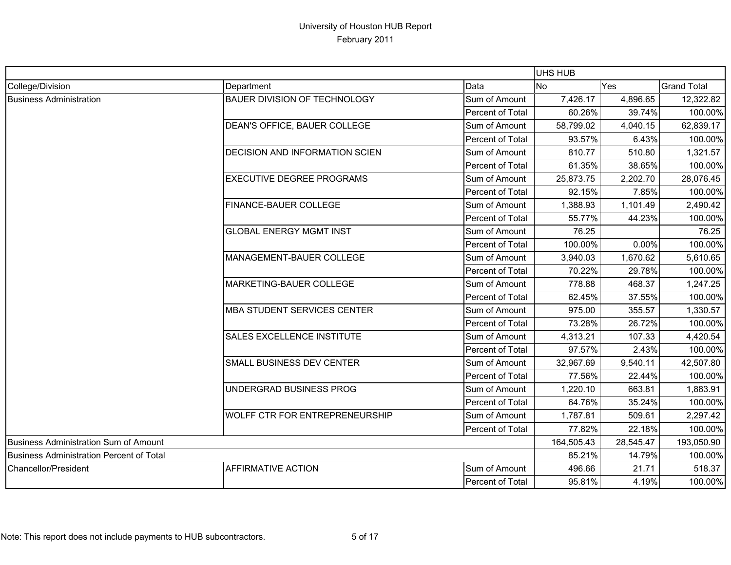# University of Houston HUB Report

February 2011

| | | | UHS HUB | | |
|---|---|---|---|---|---|
| College/Division | Department | Data | No | Yes | Grand Total |
| Business Administration | BAUER DIVISION OF TECHNOLOGY | Sum of Amount | 7,426.17 | 4,896.65 | 12,322.82 |
| | | Percent of Total | 60.26% | 39.74% | 100.00% |
| | DEAN'S OFFICE, BAUER COLLEGE | Sum of Amount | 58,799.02 | 4,040.15 | 62,839.17 |
| | | Percent of Total | 93.57% | 6.43% | 100.00% |
| | DECISION AND INFORMATION SCIEN | Sum of Amount | 810.77 | 510.80 | 1,321.57 |
| | | Percent of Total | 61.35% | 38.65% | 100.00% |
| | EXECUTIVE DEGREE PROGRAMS | Sum of Amount | 25,873.75 | 2,202.70 | 28,076.45 |
| | | Percent of Total | 92.15% | 7.85% | 100.00% |
| | FINANCE-BAUER COLLEGE | Sum of Amount | 1,388.93 | 1,101.49 | 2,490.42 |
| | | Percent of Total | 55.77% | 44.23% | 100.00% |
| | GLOBAL ENERGY MGMT INST | Sum of Amount | 76.25 | | 76.25 |
| | | Percent of Total | 100.00% | 0.00% | 100.00% |
| | MANAGEMENT-BAUER COLLEGE | Sum of Amount | 3,940.03 | 1,670.62 | 5,610.65 |
| | | Percent of Total | 70.22% | 29.78% | 100.00% |
| | MARKETING-BAUER COLLEGE | Sum of Amount | 778.88 | 468.37 | 1,247.25 |
| | | Percent of Total | 62.45% | 37.55% | 100.00% |
| | MBA STUDENT SERVICES CENTER | Sum of Amount | 975.00 | 355.57 | 1,330.57 |
| | | Percent of Total | 73.28% | 26.72% | 100.00% |
| | SALES EXCELLENCE INSTITUTE | Sum of Amount | 4,313.21 | 107.33 | 4,420.54 |
| | | Percent of Total | 97.57% | 2.43% | 100.00% |
| | SMALL BUSINESS DEV CENTER | Sum of Amount | 32,967.69 | 9,540.11 | 42,507.80 |
| | | Percent of Total | 77.56% | 22.44% | 100.00% |
| | UNDERGRAD BUSINESS PROG | Sum of Amount | 1,220.10 | 663.81 | 1,883.91 |
| | | Percent of Total | 64.76% | 35.24% | 100.00% |
| | WOLFF CTR FOR ENTREPRENEURSHIP | Sum of Amount | 1,787.81 | 509.61 | 2,297.42 |
| | | Percent of Total | 77.82% | 22.18% | 100.00% |
| Business Administration Sum of Amount | | | 164,505.43 | 28,545.47 | 193,050.90 |
| Business Administration Percent of Total | | | 85.21% | 14.79% | 100.00% |
| Chancellor/President | AFFIRMATIVE ACTION | Sum of Amount | 496.66 | 21.71 | 518.37 |
| | | Percent of Total | 95.81% | 4.19% | 100.00% |

Note: This report does not include payments to HUB subcontractors.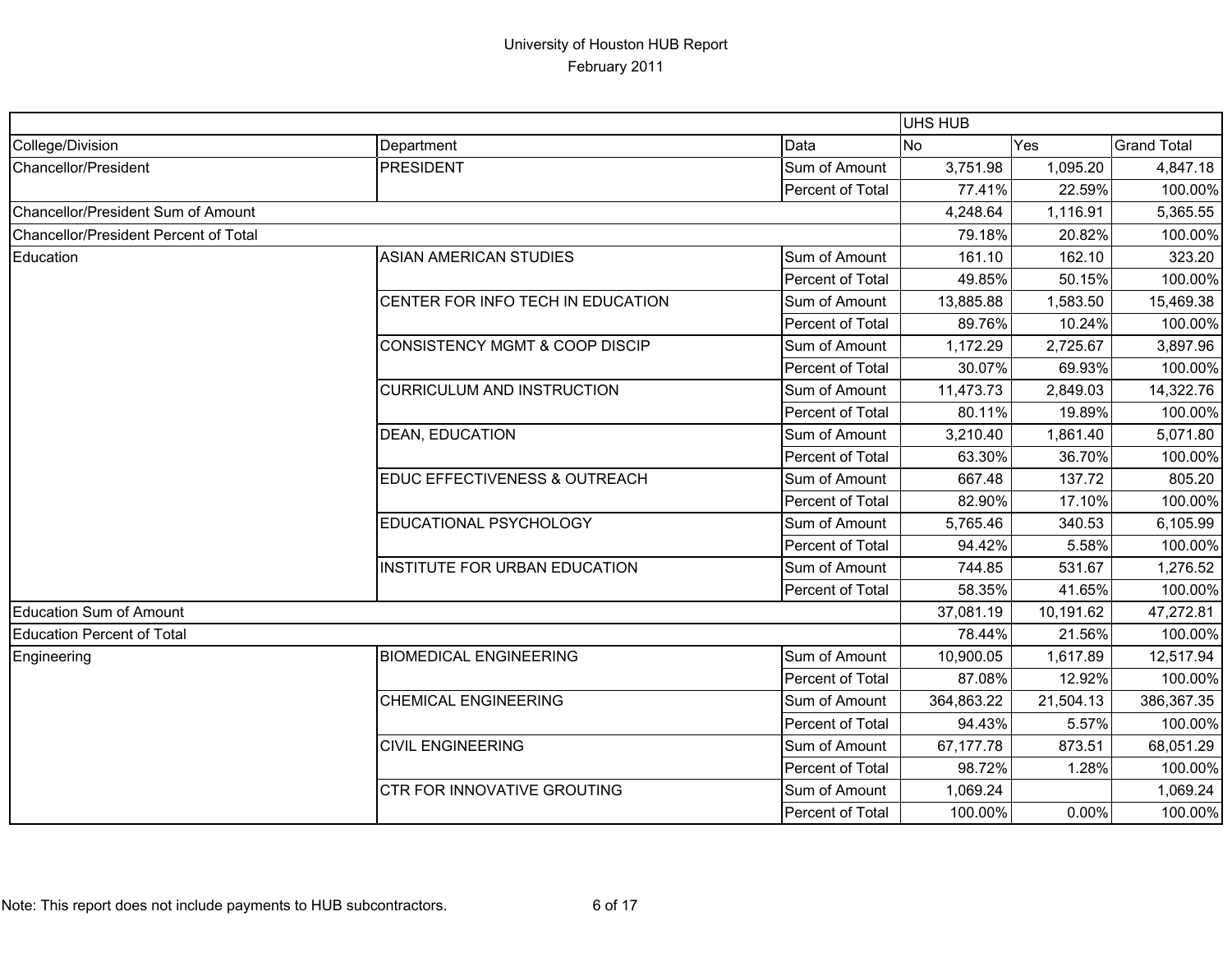# University of Houston HUB Report

February 2011

| | | | UHS HUB | | |
|---|---|---|---|---|---|
| College/Division | Department | Data | No | Yes | Grand Total |
| Chancellor/President | PRESIDENT | Sum of Amount | 3,751.98 | 1,095.20 | 4,847.18 |
| | | Percent of Total | 77.41% | 22.59% | 100.00% |
| Chancellor/President Sum of Amount | | | 4,248.64 | 1,116.91 | 5,365.55 |
| Chancellor/President Percent of Total | | | 79.18% | 20.82% | 100.00% |
| Education | ASIAN AMERICAN STUDIES | Sum of Amount | 161.10 | 162.10 | 323.20 |
| | | Percent of Total | 49.85% | 50.15% | 100.00% |
| | CENTER FOR INFO TECH IN EDUCATION | Sum of Amount | 13,885.88 | 1,583.50 | 15,469.38 |
| | | Percent of Total | 89.76% | 10.24% | 100.00% |
| | CONSISTENCY MGMT & COOP DISCIP | Sum of Amount | 1,172.29 | 2,725.67 | 3,897.96 |
| | | Percent of Total | 30.07% | 69.93% | 100.00% |
| | CURRICULUM AND INSTRUCTION | Sum of Amount | 11,473.73 | 2,849.03 | 14,322.76 |
| | | Percent of Total | 80.11% | 19.89% | 100.00% |
| | DEAN, EDUCATION | Sum of Amount | 3,210.40 | 1,861.40 | 5,071.80 |
| | | Percent of Total | 63.30% | 36.70% | 100.00% |
| | EDUC EFFECTIVENESS & OUTREACH | Sum of Amount | 667.48 | 137.72 | 805.20 |
| | | Percent of Total | 82.90% | 17.10% | 100.00% |
| | EDUCATIONAL PSYCHOLOGY | Sum of Amount | 5,765.46 | 340.53 | 6,105.99 |
| | | Percent of Total | 94.42% | 5.58% | 100.00% |
| | INSTITUTE FOR URBAN EDUCATION | Sum of Amount | 744.85 | 531.67 | 1,276.52 |
| | | Percent of Total | 58.35% | 41.65% | 100.00% |
| Education Sum of Amount | | | 37,081.19 | 10,191.62 | 47,272.81 |
| Education Percent of Total | | | 78.44% | 21.56% | 100.00% |
| Engineering | BIOMEDICAL ENGINEERING | Sum of Amount | 10,900.05 | 1,617.89 | 12,517.94 |
| | | Percent of Total | 87.08% | 12.92% | 100.00% |
| | CHEMICAL ENGINEERING | Sum of Amount | 364,863.22 | 21,504.13 | 386,367.35 |
| | | Percent of Total | 94.43% | 5.57% | 100.00% |
| | CIVIL ENGINEERING | Sum of Amount | 67,177.78 | 873.51 | 68,051.29 |
| | | Percent of Total | 98.72% | 1.28% | 100.00% |
| | CTR FOR INNOVATIVE GROUTING | Sum of Amount | 1,069.24 | | 1,069.24 |
| | | Percent of Total | 100.00% | 0.00% | 100.00% |

Note: This report does not include payments to HUB subcontractors.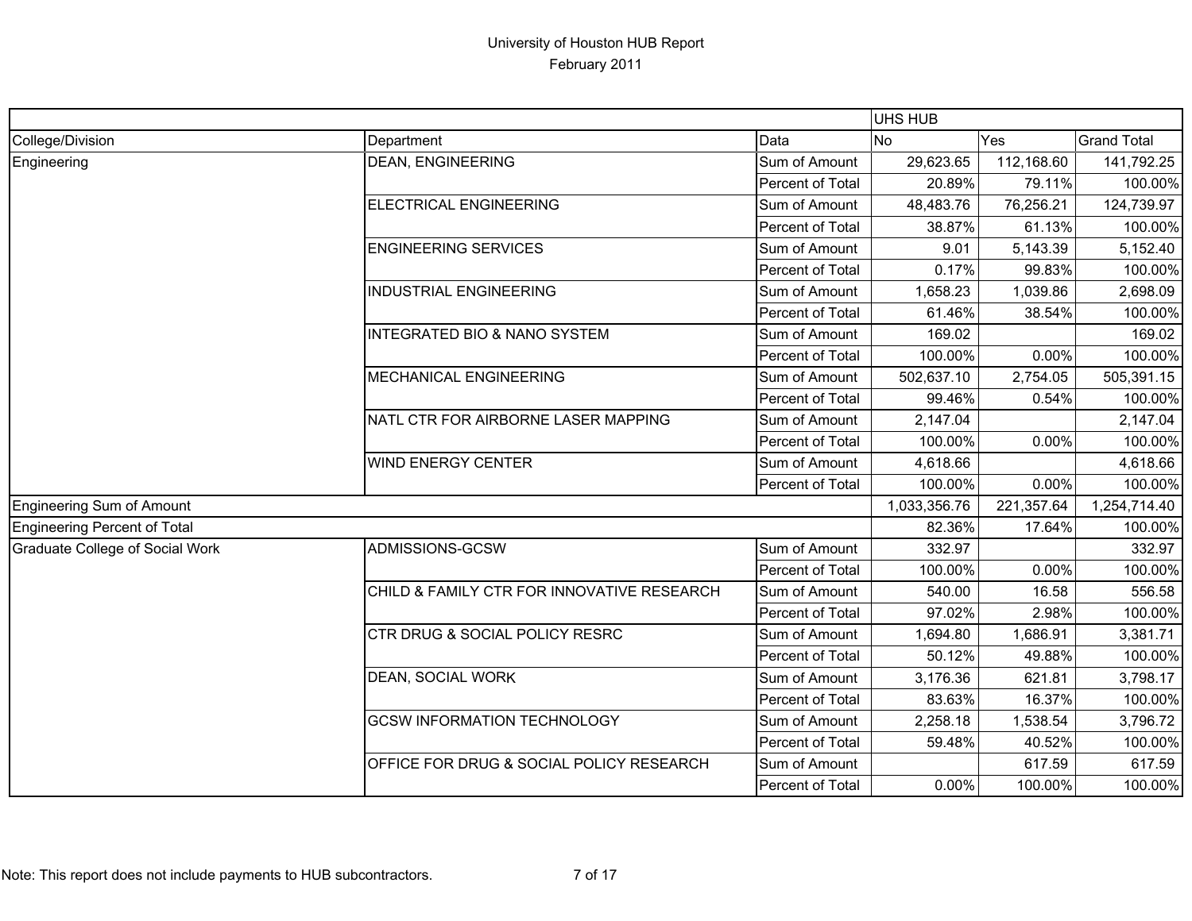# University of Houston HUB Report
## February 2011

| | | | UHS HUB | | |
|---|---|---|---|---|---|
| College/Division | Department | Data | No | Yes | Grand Total |
| Engineering | DEAN, ENGINEERING | Sum of Amount | 29,623.65 | 112,168.60 | 141,792.25 |
| | | Percent of Total | 20.89% | 79.11% | 100.00% |
| | ELECTRICAL ENGINEERING | Sum of Amount | 48,483.76 | 76,256.21 | 124,739.97 |
| | | Percent of Total | 38.87% | 61.13% | 100.00% |
| | ENGINEERING SERVICES | Sum of Amount | 9.01 | 5,143.39 | 5,152.40 |
| | | Percent of Total | 0.17% | 99.83% | 100.00% |
| | INDUSTRIAL ENGINEERING | Sum of Amount | 1,658.23 | 1,039.86 | 2,698.09 |
| | | Percent of Total | 61.46% | 38.54% | 100.00% |
| | INTEGRATED BIO & NANO SYSTEM | Sum of Amount | 169.02 | | 169.02 |
| | | Percent of Total | 100.00% | 0.00% | 100.00% |
| | MECHANICAL ENGINEERING | Sum of Amount | 502,637.10 | 2,754.05 | 505,391.15 |
| | | Percent of Total | 99.46% | 0.54% | 100.00% |
| | NATL CTR FOR AIRBORNE LASER MAPPING | Sum of Amount | 2,147.04 | | 2,147.04 |
| | | Percent of Total | 100.00% | 0.00% | 100.00% |
| | WIND ENERGY CENTER | Sum of Amount | 4,618.66 | | 4,618.66 |
| | | Percent of Total | 100.00% | 0.00% | 100.00% |
| Engineering Sum of Amount | | | 1,033,356.76 | 221,357.64 | 1,254,714.40 |
| Engineering Percent of Total | | | 82.36% | 17.64% | 100.00% |
| Graduate College of Social Work | ADMISSIONS-GCSW | Sum of Amount | 332.97 | | 332.97 |
| | | Percent of Total | 100.00% | 0.00% | 100.00% |
| | CHILD & FAMILY CTR FOR INNOVATIVE RESEARCH | Sum of Amount | 540.00 | 16.58 | 556.58 |
| | | Percent of Total | 97.02% | 2.98% | 100.00% |
| | CTR DRUG & SOCIAL POLICY RESRC | Sum of Amount | 1,694.80 | 1,686.91 | 3,381.71 |
| | | Percent of Total | 50.12% | 49.88% | 100.00% |
| | DEAN, SOCIAL WORK | Sum of Amount | 3,176.36 | 621.81 | 3,798.17 |
| | | Percent of Total | 83.63% | 16.37% | 100.00% |
| | GCSW INFORMATION TECHNOLOGY | Sum of Amount | 2,258.18 | 1,538.54 | 3,796.72 |
| | | Percent of Total | 59.48% | 40.52% | 100.00% |
| | OFFICE FOR DRUG & SOCIAL POLICY RESEARCH | Sum of Amount | | 617.59 | 617.59 |
| | | Percent of Total | 0.00% | 100.00% | 100.00% |

Note: This report does not include payments to HUB subcontractors.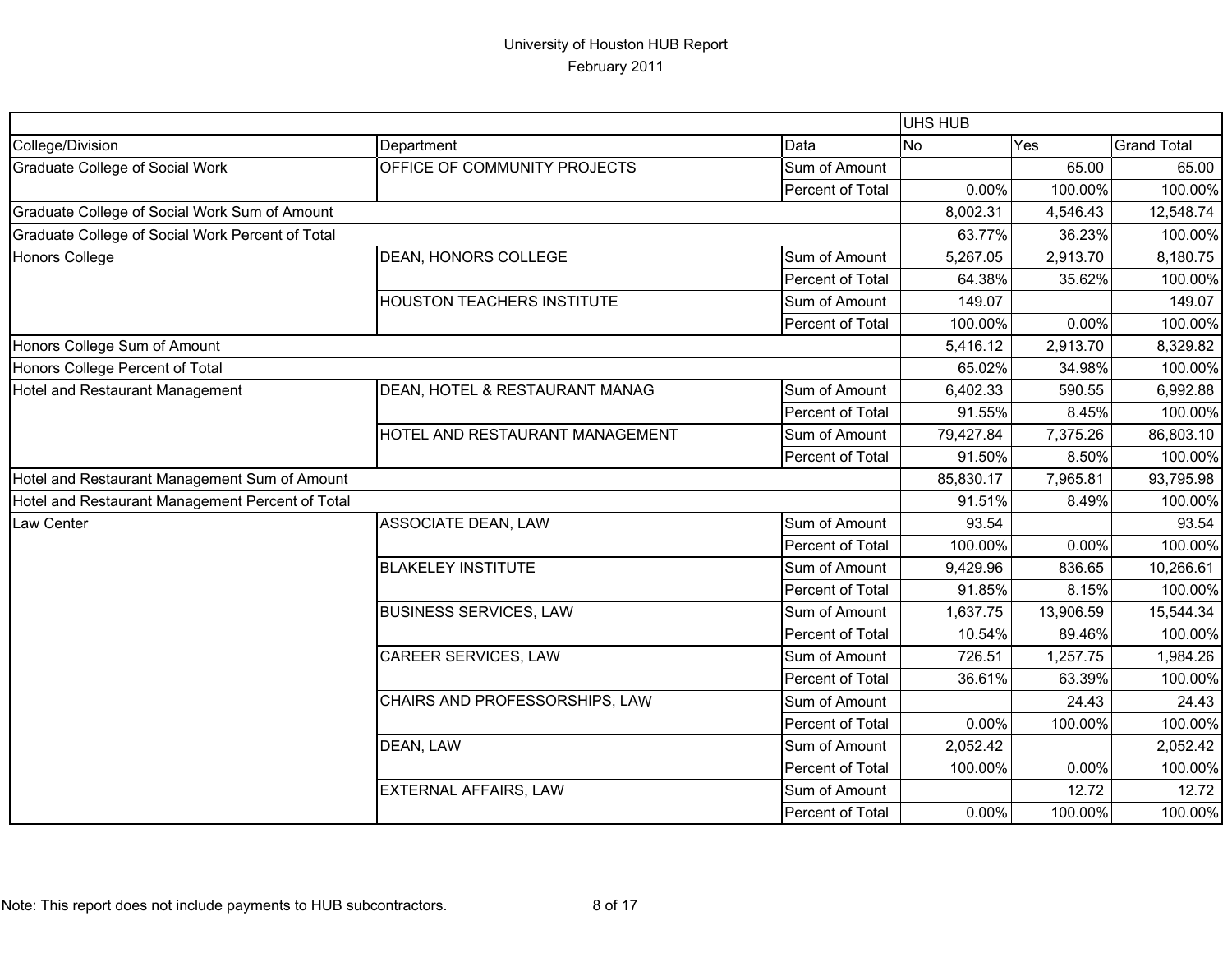University of Houston HUB Report
February 2011

| | | | UHS HUB | | |
|---|---|---|---|---|---|
| College/Division | Department | Data | No | Yes | Grand Total |
| Graduate College of Social Work | OFFICE OF COMMUNITY PROJECTS | Sum of Amount | | 65.00 | 65.00 |
| | | Percent of Total | 0.00% | 100.00% | 100.00% |
| Graduate College of Social Work Sum of Amount | | | 8,002.31 | 4,546.43 | 12,548.74 |
| Graduate College of Social Work Percent of Total | | | 63.77% | 36.23% | 100.00% |
| Honors College | DEAN, HONORS COLLEGE | Sum of Amount | 5,267.05 | 2,913.70 | 8,180.75 |
| | | Percent of Total | 64.38% | 35.62% | 100.00% |
| | HOUSTON TEACHERS INSTITUTE | Sum of Amount | 149.07 | | 149.07 |
| | | Percent of Total | 100.00% | 0.00% | 100.00% |
| Honors College Sum of Amount | | | 5,416.12 | 2,913.70 | 8,329.82 |
| Honors College Percent of Total | | | 65.02% | 34.98% | 100.00% |
| Hotel and Restaurant Management | DEAN, HOTEL & RESTAURANT MANAG | Sum of Amount | 6,402.33 | 590.55 | 6,992.88 |
| | | Percent of Total | 91.55% | 8.45% | 100.00% |
| | HOTEL AND RESTAURANT MANAGEMENT | Sum of Amount | 79,427.84 | 7,375.26 | 86,803.10 |
| | | Percent of Total | 91.50% | 8.50% | 100.00% |
| Hotel and Restaurant Management Sum of Amount | | | 85,830.17 | 7,965.81 | 93,795.98 |
| Hotel and Restaurant Management Percent of Total | | | 91.51% | 8.49% | 100.00% |
| Law Center | ASSOCIATE DEAN, LAW | Sum of Amount | 93.54 | | 93.54 |
| | | Percent of Total | 100.00% | 0.00% | 100.00% |
| | BLAKELEY INSTITUTE | Sum of Amount | 9,429.96 | 836.65 | 10,266.61 |
| | | Percent of Total | 91.85% | 8.15% | 100.00% |
| | BUSINESS SERVICES, LAW | Sum of Amount | 1,637.75 | 13,906.59 | 15,544.34 |
| | | Percent of Total | 10.54% | 89.46% | 100.00% |
| | CAREER SERVICES, LAW | Sum of Amount | 726.51 | 1,257.75 | 1,984.26 |
| | | Percent of Total | 36.61% | 63.39% | 100.00% |
| | CHAIRS AND PROFESSORSHIPS, LAW | Sum of Amount | | 24.43 | 24.43 |
| | | Percent of Total | 0.00% | 100.00% | 100.00% |
| | DEAN, LAW | Sum of Amount | 2,052.42 | | 2,052.42 |
| | | Percent of Total | 100.00% | 0.00% | 100.00% |
| | EXTERNAL AFFAIRS, LAW | Sum of Amount | | 12.72 | 12.72 |
| | | Percent of Total | 0.00% | 100.00% | 100.00% |

Note: This report does not include payments to HUB subcontractors.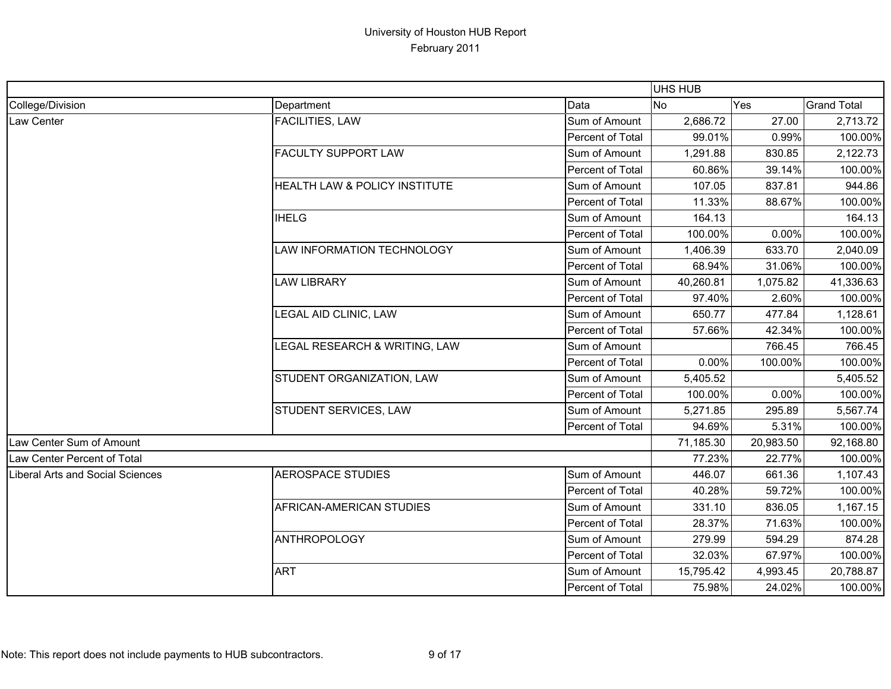University of Houston HUB Report
February 2011

| | | | UHS HUB | | |
|---|---|---|---|---|---|
| College/Division | Department | Data | No | Yes | Grand Total |
| Law Center | FACILITIES, LAW | Sum of Amount | 2,686.72 | 27.00 | 2,713.72 |
| | | Percent of Total | 99.01% | 0.99% | 100.00% |
| | FACULTY SUPPORT LAW | Sum of Amount | 1,291.88 | 830.85 | 2,122.73 |
| | | Percent of Total | 60.86% | 39.14% | 100.00% |
| | HEALTH LAW & POLICY INSTITUTE | Sum of Amount | 107.05 | 837.81 | 944.86 |
| | | Percent of Total | 11.33% | 88.67% | 100.00% |
| | IHELG | Sum of Amount | 164.13 | | 164.13 |
| | | Percent of Total | 100.00% | 0.00% | 100.00% |
| | LAW INFORMATION TECHNOLOGY | Sum of Amount | 1,406.39 | 633.70 | 2,040.09 |
| | | Percent of Total | 68.94% | 31.06% | 100.00% |
| | LAW LIBRARY | Sum of Amount | 40,260.81 | 1,075.82 | 41,336.63 |
| | | Percent of Total | 97.40% | 2.60% | 100.00% |
| | LEGAL AID CLINIC, LAW | Sum of Amount | 650.77 | 477.84 | 1,128.61 |
| | | Percent of Total | 57.66% | 42.34% | 100.00% |
| | LEGAL RESEARCH & WRITING, LAW | Sum of Amount | | 766.45 | 766.45 |
| | | Percent of Total | 0.00% | 100.00% | 100.00% |
| | STUDENT ORGANIZATION, LAW | Sum of Amount | 5,405.52 | | 5,405.52 |
| | | Percent of Total | 100.00% | 0.00% | 100.00% |
| | STUDENT SERVICES, LAW | Sum of Amount | 5,271.85 | 295.89 | 5,567.74 |
| | | Percent of Total | 94.69% | 5.31% | 100.00% |
| Law Center Sum of Amount | | | 71,185.30 | 20,983.50 | 92,168.80 |
| Law Center Percent of Total | | | 77.23% | 22.77% | 100.00% |
| Liberal Arts and Social Sciences | AEROSPACE STUDIES | Sum of Amount | 446.07 | 661.36 | 1,107.43 |
| | | Percent of Total | 40.28% | 59.72% | 100.00% |
| | AFRICAN-AMERICAN STUDIES | Sum of Amount | 331.10 | 836.05 | 1,167.15 |
| | | Percent of Total | 28.37% | 71.63% | 100.00% |
| | ANTHROPOLOGY | Sum of Amount | 279.99 | 594.29 | 874.28 |
| | | Percent of Total | 32.03% | 67.97% | 100.00% |
| | ART | Sum of Amount | 15,795.42 | 4,993.45 | 20,788.87 |
| | | Percent of Total | 75.98% | 24.02% | 100.00% |

Note: This report does not include payments to HUB subcontractors.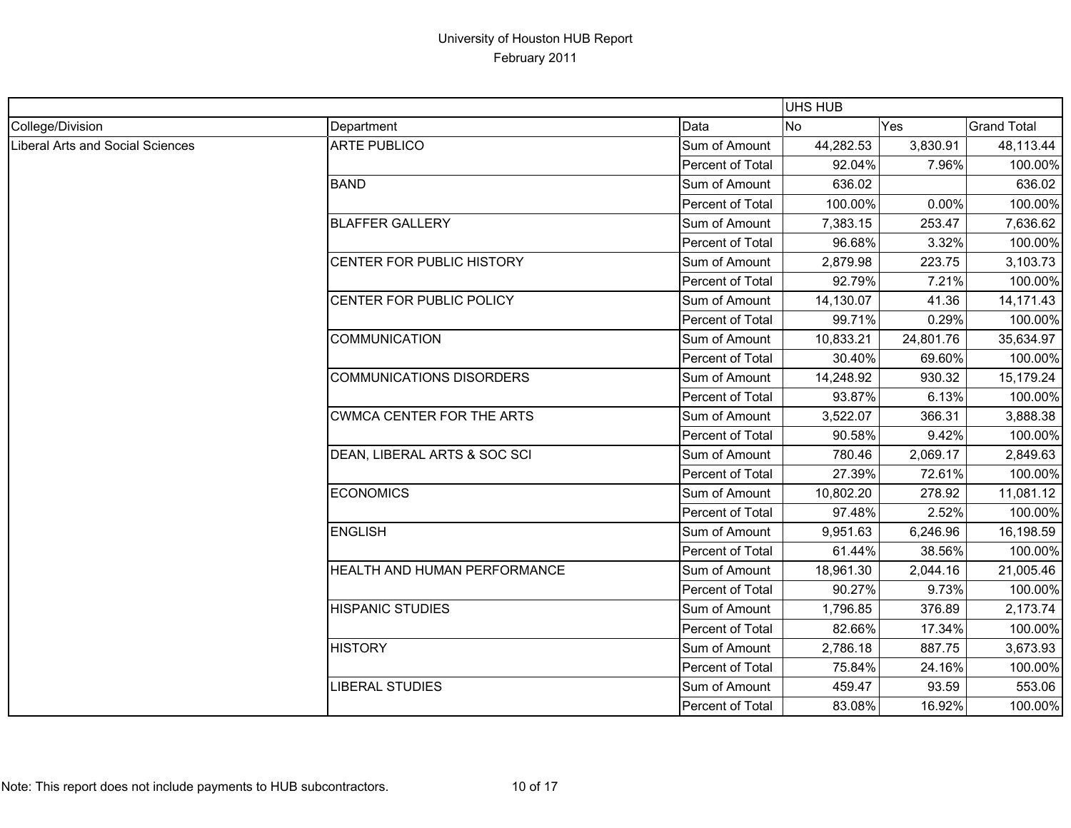# University of Houston HUB Report

## February 2011

| | | | UHS HUB | | |
|---|---|---|---|---|---|
| College/Division | Department | Data | No | Yes | Grand Total |
| Liberal Arts and Social Sciences | ARTE PUBLICO | Sum of Amount | 44,282.53 | 3,830.91 | 48,113.44 |
| | | Percent of Total | 92.04% | 7.96% | 100.00% |
| | BAND | Sum of Amount | 636.02 | | 636.02 |
| | | Percent of Total | 100.00% | 0.00% | 100.00% |
| | BLAFFER GALLERY | Sum of Amount | 7,383.15 | 253.47 | 7,636.62 |
| | | Percent of Total | 96.68% | 3.32% | 100.00% |
| | CENTER FOR PUBLIC HISTORY | Sum of Amount | 2,879.98 | 223.75 | 3,103.73 |
| | | Percent of Total | 92.79% | 7.21% | 100.00% |
| | CENTER FOR PUBLIC POLICY | Sum of Amount | 14,130.07 | 41.36 | 14,171.43 |
| | | Percent of Total | 99.71% | 0.29% | 100.00% |
| | COMMUNICATION | Sum of Amount | 10,833.21 | 24,801.76 | 35,634.97 |
| | | Percent of Total | 30.40% | 69.60% | 100.00% |
| | COMMUNICATIONS DISORDERS | Sum of Amount | 14,248.92 | 930.32 | 15,179.24 |
| | | Percent of Total | 93.87% | 6.13% | 100.00% |
| | CWMCA CENTER FOR THE ARTS | Sum of Amount | 3,522.07 | 366.31 | 3,888.38 |
| | | Percent of Total | 90.58% | 9.42% | 100.00% |
| | DEAN, LIBERAL ARTS & SOC SCI | Sum of Amount | 780.46 | 2,069.17 | 2,849.63 |
| | | Percent of Total | 27.39% | 72.61% | 100.00% |
| | ECONOMICS | Sum of Amount | 10,802.20 | 278.92 | 11,081.12 |
| | | Percent of Total | 97.48% | 2.52% | 100.00% |
| | ENGLISH | Sum of Amount | 9,951.63 | 6,246.96 | 16,198.59 |
| | | Percent of Total | 61.44% | 38.56% | 100.00% |
| | HEALTH AND HUMAN PERFORMANCE | Sum of Amount | 18,961.30 | 2,044.16 | 21,005.46 |
| | | Percent of Total | 90.27% | 9.73% | 100.00% |
| | HISPANIC STUDIES | Sum of Amount | 1,796.85 | 376.89 | 2,173.74 |
| | | Percent of Total | 82.66% | 17.34% | 100.00% |
| | HISTORY | Sum of Amount | 2,786.18 | 887.75 | 3,673.93 |
| | | Percent of Total | 75.84% | 24.16% | 100.00% |
| | LIBERAL STUDIES | Sum of Amount | 459.47 | 93.59 | 553.06 |
| | | Percent of Total | 83.08% | 16.92% | 100.00% |

Note: This report does not include payments to HUB subcontractors.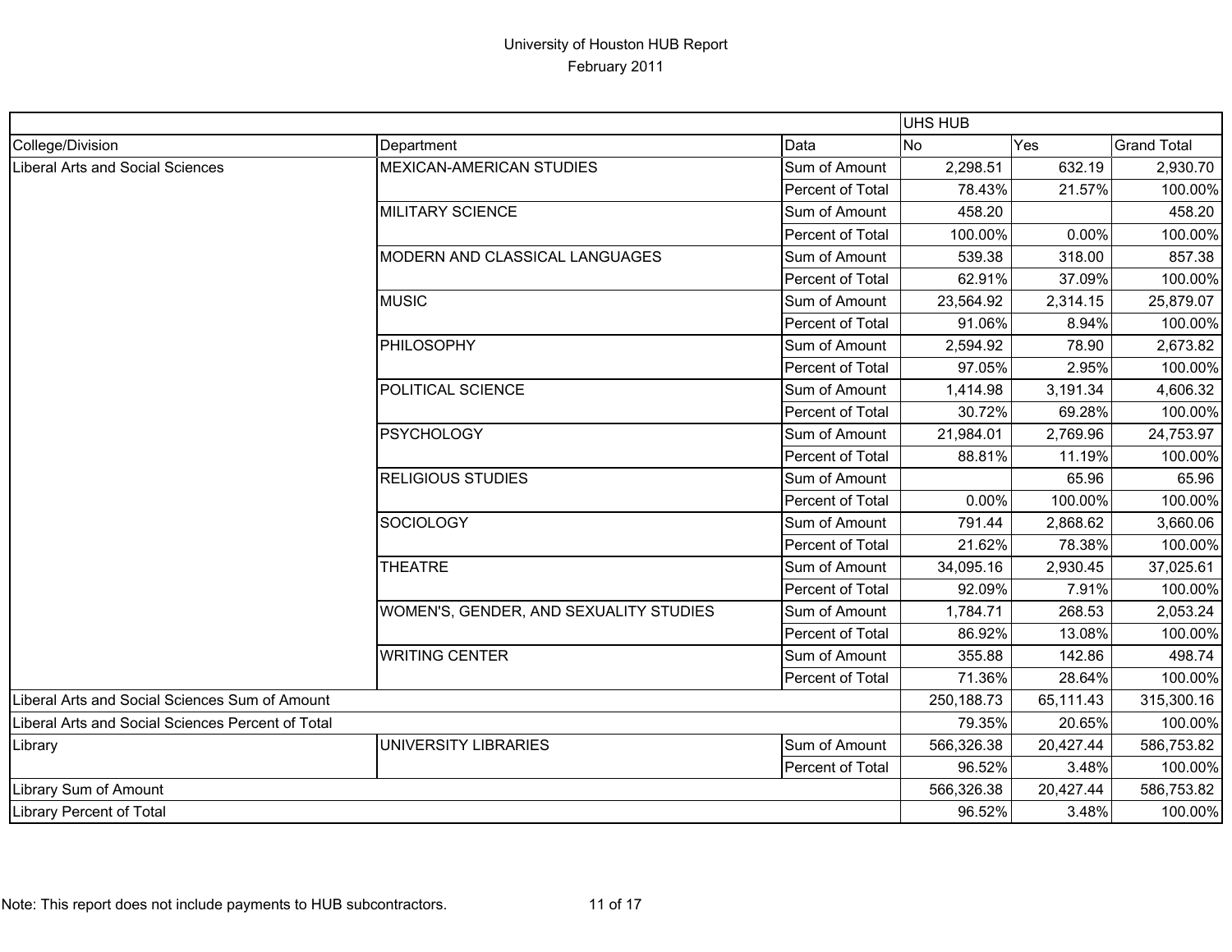# University of Houston HUB Report

February 2011

| | | | UHS HUB | | |
|---|---|---|---|---|---|
| College/Division | Department | Data | No | Yes | Grand Total |
| Liberal Arts and Social Sciences | MEXICAN-AMERICAN STUDIES | Sum of Amount | 2,298.51 | 632.19 | 2,930.70 |
| | | Percent of Total | 78.43% | 21.57% | 100.00% |
| | MILITARY SCIENCE | Sum of Amount | 458.20 | | 458.20 |
| | | Percent of Total | 100.00% | 0.00% | 100.00% |
| | MODERN AND CLASSICAL LANGUAGES | Sum of Amount | 539.38 | 318.00 | 857.38 |
| | | Percent of Total | 62.91% | 37.09% | 100.00% |
| | MUSIC | Sum of Amount | 23,564.92 | 2,314.15 | 25,879.07 |
| | | Percent of Total | 91.06% | 8.94% | 100.00% |
| | PHILOSOPHY | Sum of Amount | 2,594.92 | 78.90 | 2,673.82 |
| | | Percent of Total | 97.05% | 2.95% | 100.00% |
| | POLITICAL SCIENCE | Sum of Amount | 1,414.98 | 3,191.34 | 4,606.32 |
| | | Percent of Total | 30.72% | 69.28% | 100.00% |
| | PSYCHOLOGY | Sum of Amount | 21,984.01 | 2,769.96 | 24,753.97 |
| | | Percent of Total | 88.81% | 11.19% | 100.00% |
| | RELIGIOUS STUDIES | Sum of Amount | | 65.96 | 65.96 |
| | | Percent of Total | 0.00% | 100.00% | 100.00% |
| | SOCIOLOGY | Sum of Amount | 791.44 | 2,868.62 | 3,660.06 |
| | | Percent of Total | 21.62% | 78.38% | 100.00% |
| | THEATRE | Sum of Amount | 34,095.16 | 2,930.45 | 37,025.61 |
| | | Percent of Total | 92.09% | 7.91% | 100.00% |
| | WOMEN'S, GENDER, AND SEXUALITY STUDIES | Sum of Amount | 1,784.71 | 268.53 | 2,053.24 |
| | | Percent of Total | 86.92% | 13.08% | 100.00% |
| | WRITING CENTER | Sum of Amount | 355.88 | 142.86 | 498.74 |
| | | Percent of Total | 71.36% | 28.64% | 100.00% |
| Liberal Arts and Social Sciences Sum of Amount | | | 250,188.73 | 65,111.43 | 315,300.16 |
| Liberal Arts and Social Sciences Percent of Total | | | 79.35% | 20.65% | 100.00% |
| Library | UNIVERSITY LIBRARIES | Sum of Amount | 566,326.38 | 20,427.44 | 586,753.82 |
| | | Percent of Total | 96.52% | 3.48% | 100.00% |
| Library Sum of Amount | | | 566,326.38 | 20,427.44 | 586,753.82 |
| Library Percent of Total | | | 96.52% | 3.48% | 100.00% |

Note: This report does not include payments to HUB subcontractors.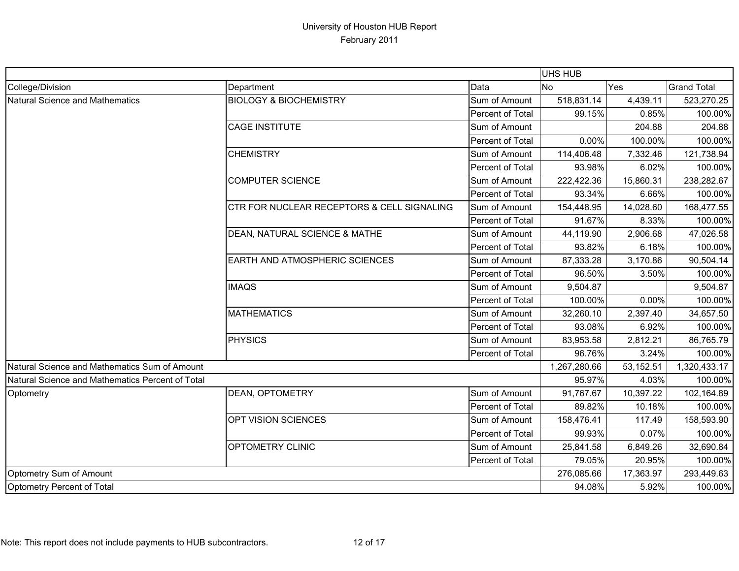University of Houston HUB Report
February 2011

| | | | UHS HUB | | |
|---|---|---|---|---|---|
| College/Division | Department | Data | No | Yes | Grand Total |
| Natural Science and Mathematics | BIOLOGY & BIOCHEMISTRY | Sum of Amount | 518,831.14 | 4,439.11 | 523,270.25 |
| | | Percent of Total | 99.15% | 0.85% | 100.00% |
| | CAGE INSTITUTE | Sum of Amount | | 204.88 | 204.88 |
| | | Percent of Total | 0.00% | 100.00% | 100.00% |
| | CHEMISTRY | Sum of Amount | 114,406.48 | 7,332.46 | 121,738.94 |
| | | Percent of Total | 93.98% | 6.02% | 100.00% |
| | COMPUTER SCIENCE | Sum of Amount | 222,422.36 | 15,860.31 | 238,282.67 |
| | | Percent of Total | 93.34% | 6.66% | 100.00% |
| | CTR FOR NUCLEAR RECEPTORS & CELL SIGNALING | Sum of Amount | 154,448.95 | 14,028.60 | 168,477.55 |
| | | Percent of Total | 91.67% | 8.33% | 100.00% |
| | DEAN, NATURAL SCIENCE & MATHE | Sum of Amount | 44,119.90 | 2,906.68 | 47,026.58 |
| | | Percent of Total | 93.82% | 6.18% | 100.00% |
| | EARTH AND ATMOSPHERIC SCIENCES | Sum of Amount | 87,333.28 | 3,170.86 | 90,504.14 |
| | | Percent of Total | 96.50% | 3.50% | 100.00% |
| | IMAQS | Sum of Amount | 9,504.87 | | 9,504.87 |
| | | Percent of Total | 100.00% | 0.00% | 100.00% |
| | MATHEMATICS | Sum of Amount | 32,260.10 | 2,397.40 | 34,657.50 |
| | | Percent of Total | 93.08% | 6.92% | 100.00% |
| | PHYSICS | Sum of Amount | 83,953.58 | 2,812.21 | 86,765.79 |
| | | Percent of Total | 96.76% | 3.24% | 100.00% |
| Natural Science and Mathematics Sum of Amount | | | 1,267,280.66 | 53,152.51 | 1,320,433.17 |
| Natural Science and Mathematics Percent of Total | | | 95.97% | 4.03% | 100.00% |
| Optometry | DEAN, OPTOMETRY | Sum of Amount | 91,767.67 | 10,397.22 | 102,164.89 |
| | | Percent of Total | 89.82% | 10.18% | 100.00% |
| | OPT VISION SCIENCES | Sum of Amount | 158,476.41 | 117.49 | 158,593.90 |
| | | Percent of Total | 99.93% | 0.07% | 100.00% |
| | OPTOMETRY CLINIC | Sum of Amount | 25,841.58 | 6,849.26 | 32,690.84 |
| | | Percent of Total | 79.05% | 20.95% | 100.00% |
| Optometry Sum of Amount | | | 276,085.66 | 17,363.97 | 293,449.63 |
| Optometry Percent of Total | | | 94.08% | 5.92% | 100.00% |

Note: This report does not include payments to HUB subcontractors.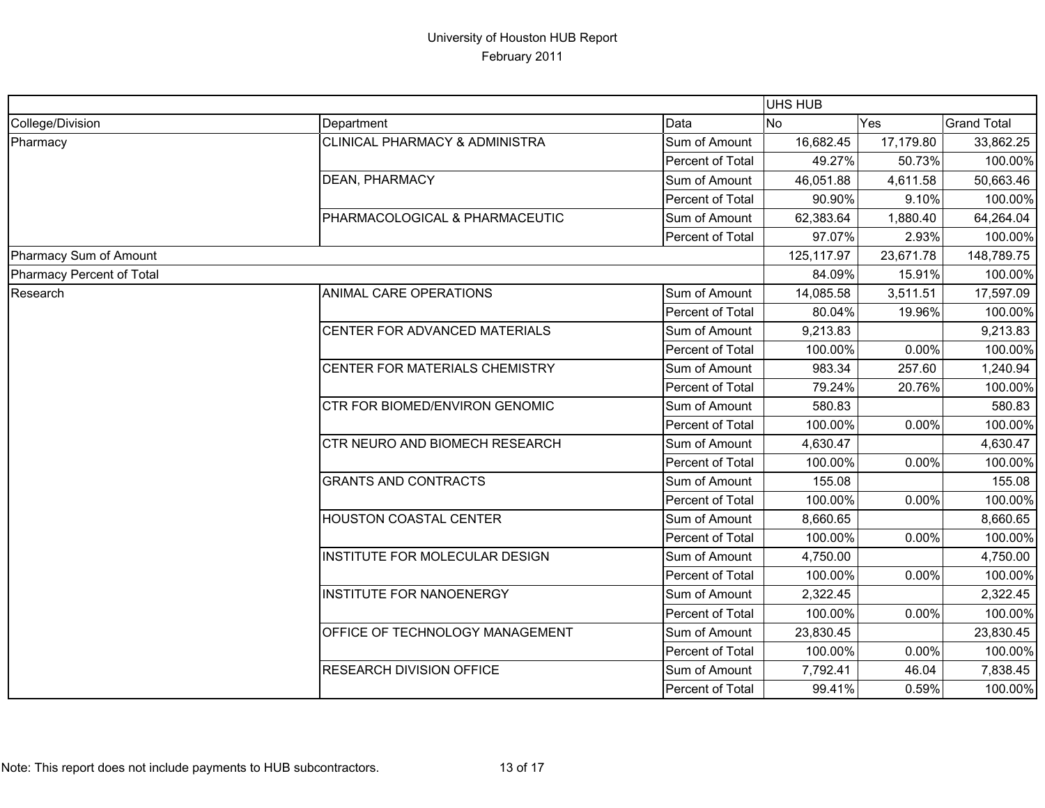# University of Houston HUB Report
February 2011

| | | | UHS HUB | | |
|---|---|---|---|---|---|
| College/Division | Department | Data | No | Yes | Grand Total |
| Pharmacy | CLINICAL PHARMACY & ADMINISTRA | Sum of Amount | 16,682.45 | 17,179.80 | 33,862.25 |
| | | Percent of Total | 49.27% | 50.73% | 100.00% |
| | DEAN, PHARMACY | Sum of Amount | 46,051.88 | 4,611.58 | 50,663.46 |
| | | Percent of Total | 90.90% | 9.10% | 100.00% |
| | PHARMACOLOGICAL & PHARMACEUTIC | Sum of Amount | 62,383.64 | 1,880.40 | 64,264.04 |
| | | Percent of Total | 97.07% | 2.93% | 100.00% |
| Pharmacy Sum of Amount | | | 125,117.97 | 23,671.78 | 148,789.75 |
| Pharmacy Percent of Total | | | 84.09% | 15.91% | 100.00% |
| Research | ANIMAL CARE OPERATIONS | Sum of Amount | 14,085.58 | 3,511.51 | 17,597.09 |
| | | Percent of Total | 80.04% | 19.96% | 100.00% |
| | CENTER FOR ADVANCED MATERIALS | Sum of Amount | 9,213.83 | | 9,213.83 |
| | | Percent of Total | 100.00% | 0.00% | 100.00% |
| | CENTER FOR MATERIALS CHEMISTRY | Sum of Amount | 983.34 | 257.60 | 1,240.94 |
| | | Percent of Total | 79.24% | 20.76% | 100.00% |
| | CTR FOR BIOMED/ENVIRON GENOMIC | Sum of Amount | 580.83 | | 580.83 |
| | | Percent of Total | 100.00% | 0.00% | 100.00% |
| | CTR NEURO AND BIOMECH RESEARCH | Sum of Amount | 4,630.47 | | 4,630.47 |
| | | Percent of Total | 100.00% | 0.00% | 100.00% |
| | GRANTS AND CONTRACTS | Sum of Amount | 155.08 | | 155.08 |
| | | Percent of Total | 100.00% | 0.00% | 100.00% |
| | HOUSTON COASTAL CENTER | Sum of Amount | 8,660.65 | | 8,660.65 |
| | | Percent of Total | 100.00% | 0.00% | 100.00% |
| | INSTITUTE FOR MOLECULAR DESIGN | Sum of Amount | 4,750.00 | | 4,750.00 |
| | | Percent of Total | 100.00% | 0.00% | 100.00% |
| | INSTITUTE FOR NANOENERGY | Sum of Amount | 2,322.45 | | 2,322.45 |
| | | Percent of Total | 100.00% | 0.00% | 100.00% |
| | OFFICE OF TECHNOLOGY MANAGEMENT | Sum of Amount | 23,830.45 | | 23,830.45 |
| | | Percent of Total | 100.00% | 0.00% | 100.00% |
| | RESEARCH DIVISION OFFICE | Sum of Amount | 7,792.41 | 46.04 | 7,838.45 |
| | | Percent of Total | 99.41% | 0.59% | 100.00% |

Note: This report does not include payments to HUB subcontractors.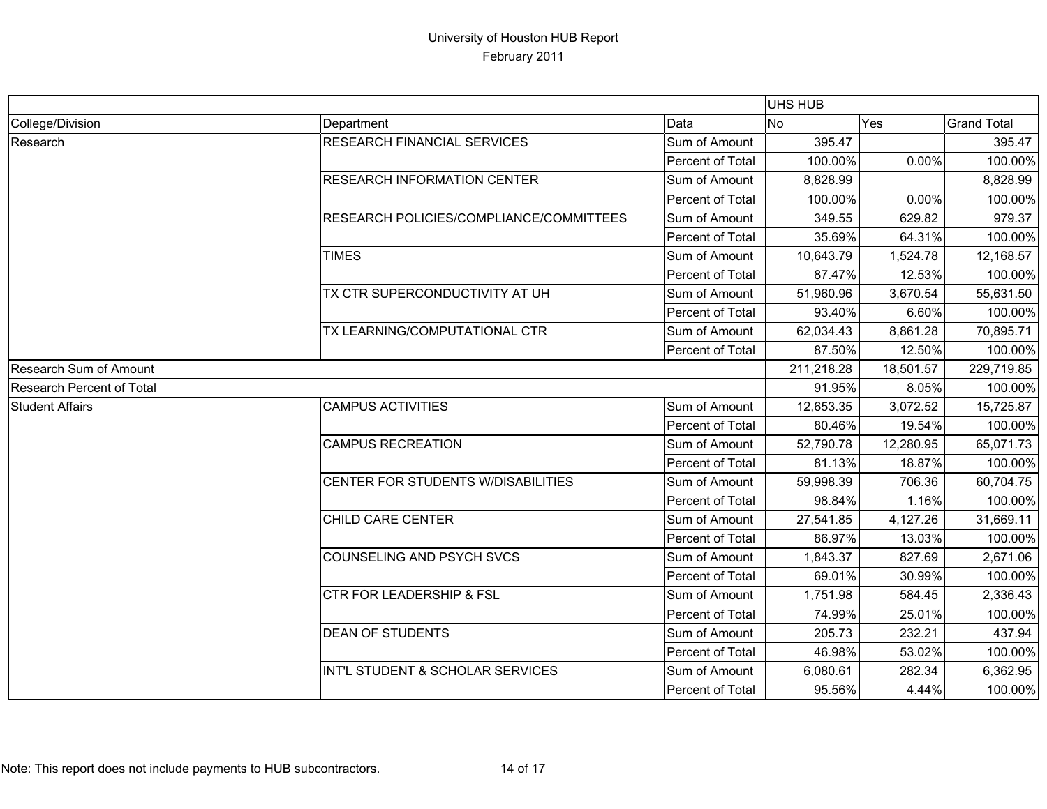# University of Houston HUB Report
## February 2011

| | | | UHS HUB | | |
|---|---|---|---|---|---|
| College/Division | Department | Data | No | Yes | Grand Total |
| Research | RESEARCH FINANCIAL SERVICES | Sum of Amount | 395.47 | | 395.47 |
| | | Percent of Total | 100.00% | 0.00% | 100.00% |
| | RESEARCH INFORMATION CENTER | Sum of Amount | 8,828.99 | | 8,828.99 |
| | | Percent of Total | 100.00% | 0.00% | 100.00% |
| | RESEARCH POLICIES/COMPLIANCE/COMMITTEES | Sum of Amount | 349.55 | 629.82 | 979.37 |
| | | Percent of Total | 35.69% | 64.31% | 100.00% |
| | TIMES | Sum of Amount | 10,643.79 | 1,524.78 | 12,168.57 |
| | | Percent of Total | 87.47% | 12.53% | 100.00% |
| | TX CTR SUPERCONDUCTIVITY AT UH | Sum of Amount | 51,960.96 | 3,670.54 | 55,631.50 |
| | | Percent of Total | 93.40% | 6.60% | 100.00% |
| | TX LEARNING/COMPUTATIONAL CTR | Sum of Amount | 62,034.43 | 8,861.28 | 70,895.71 |
| | | Percent of Total | 87.50% | 12.50% | 100.00% |
| Research Sum of Amount | | | 211,218.28 | 18,501.57 | 229,719.85 |
| Research Percent of Total | | | 91.95% | 8.05% | 100.00% |
| Student Affairs | CAMPUS ACTIVITIES | Sum of Amount | 12,653.35 | 3,072.52 | 15,725.87 |
| | | Percent of Total | 80.46% | 19.54% | 100.00% |
| | CAMPUS RECREATION | Sum of Amount | 52,790.78 | 12,280.95 | 65,071.73 |
| | | Percent of Total | 81.13% | 18.87% | 100.00% |
| | CENTER FOR STUDENTS W/DISABILITIES | Sum of Amount | 59,998.39 | 706.36 | 60,704.75 |
| | | Percent of Total | 98.84% | 1.16% | 100.00% |
| | CHILD CARE CENTER | Sum of Amount | 27,541.85 | 4,127.26 | 31,669.11 |
| | | Percent of Total | 86.97% | 13.03% | 100.00% |
| | COUNSELING AND PSYCH SVCS | Sum of Amount | 1,843.37 | 827.69 | 2,671.06 |
| | | Percent of Total | 69.01% | 30.99% | 100.00% |
| | CTR FOR LEADERSHIP & FSL | Sum of Amount | 1,751.98 | 584.45 | 2,336.43 |
| | | Percent of Total | 74.99% | 25.01% | 100.00% |
| | DEAN OF STUDENTS | Sum of Amount | 205.73 | 232.21 | 437.94 |
| | | Percent of Total | 46.98% | 53.02% | 100.00% |
| | INT'L STUDENT & SCHOLAR SERVICES | Sum of Amount | 6,080.61 | 282.34 | 6,362.95 |
| | | Percent of Total | 95.56% | 4.44% | 100.00% |

Note: This report does not include payments to HUB subcontractors.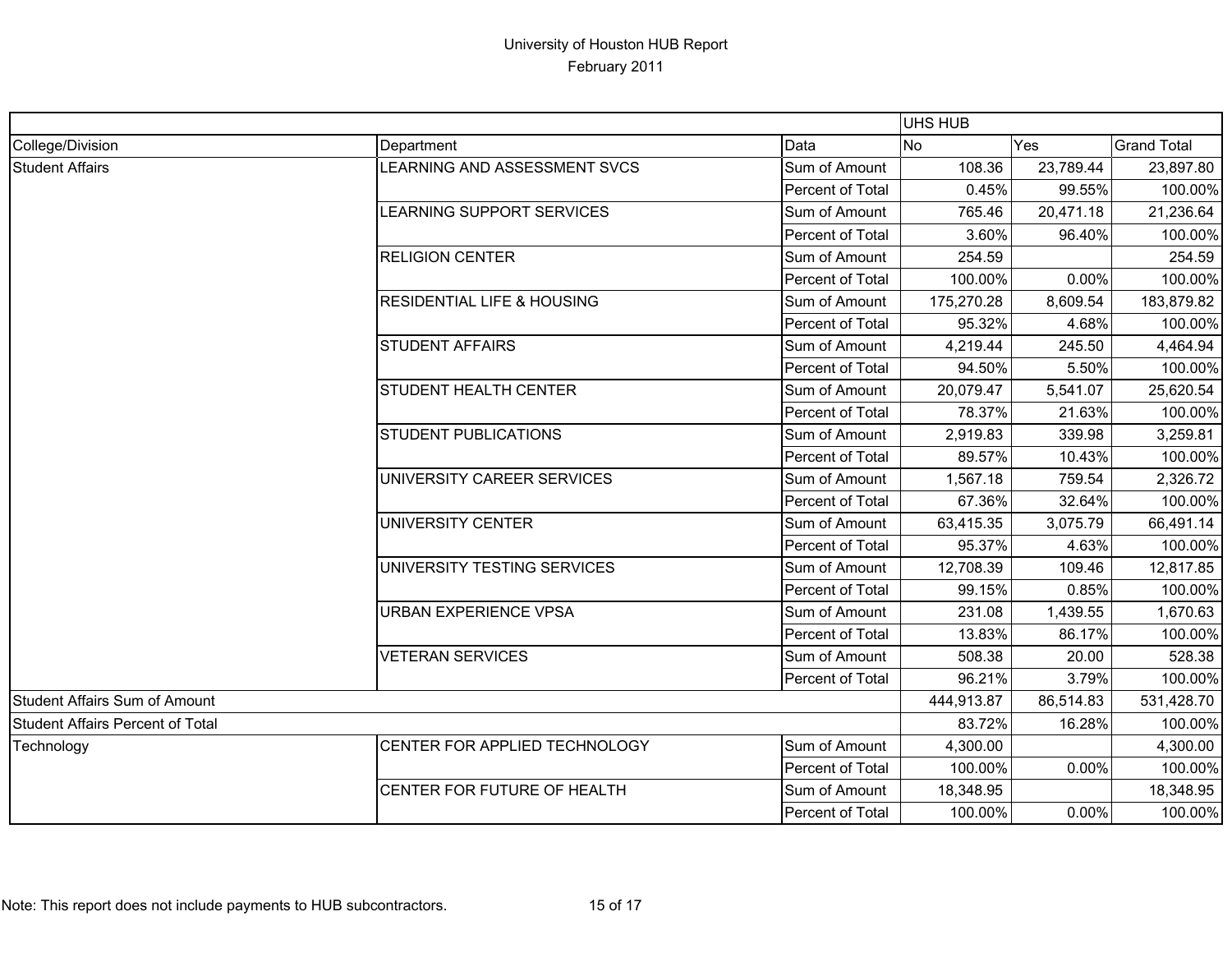# University of Houston HUB Report

February 2011

| | | | UHS HUB | | |
|---|---|---|---|---|---|
| College/Division | Department | Data | No | Yes | Grand Total |
| Student Affairs | LEARNING AND ASSESSMENT SVCS | Sum of Amount | 108.36 | 23,789.44 | 23,897.80 |
| | | Percent of Total | 0.45% | 99.55% | 100.00% |
| | LEARNING SUPPORT SERVICES | Sum of Amount | 765.46 | 20,471.18 | 21,236.64 |
| | | Percent of Total | 3.60% | 96.40% | 100.00% |
| | RELIGION CENTER | Sum of Amount | 254.59 | | 254.59 |
| | | Percent of Total | 100.00% | 0.00% | 100.00% |
| | RESIDENTIAL LIFE & HOUSING | Sum of Amount | 175,270.28 | 8,609.54 | 183,879.82 |
| | | Percent of Total | 95.32% | 4.68% | 100.00% |
| | STUDENT AFFAIRS | Sum of Amount | 4,219.44 | 245.50 | 4,464.94 |
| | | Percent of Total | 94.50% | 5.50% | 100.00% |
| | STUDENT HEALTH CENTER | Sum of Amount | 20,079.47 | 5,541.07 | 25,620.54 |
| | | Percent of Total | 78.37% | 21.63% | 100.00% |
| | STUDENT PUBLICATIONS | Sum of Amount | 2,919.83 | 339.98 | 3,259.81 |
| | | Percent of Total | 89.57% | 10.43% | 100.00% |
| | UNIVERSITY CAREER SERVICES | Sum of Amount | 1,567.18 | 759.54 | 2,326.72 |
| | | Percent of Total | 67.36% | 32.64% | 100.00% |
| | UNIVERSITY CENTER | Sum of Amount | 63,415.35 | 3,075.79 | 66,491.14 |
| | | Percent of Total | 95.37% | 4.63% | 100.00% |
| | UNIVERSITY TESTING SERVICES | Sum of Amount | 12,708.39 | 109.46 | 12,817.85 |
| | | Percent of Total | 99.15% | 0.85% | 100.00% |
| | URBAN EXPERIENCE VPSA | Sum of Amount | 231.08 | 1,439.55 | 1,670.63 |
| | | Percent of Total | 13.83% | 86.17% | 100.00% |
| | VETERAN SERVICES | Sum of Amount | 508.38 | 20.00 | 528.38 |
| | | Percent of Total | 96.21% | 3.79% | 100.00% |
| Student Affairs Sum of Amount | | | 444,913.87 | 86,514.83 | 531,428.70 |
| Student Affairs Percent of Total | | | 83.72% | 16.28% | 100.00% |
| Technology | CENTER FOR APPLIED TECHNOLOGY | Sum of Amount | 4,300.00 | | 4,300.00 |
| | | Percent of Total | 100.00% | 0.00% | 100.00% |
| | CENTER FOR FUTURE OF HEALTH | Sum of Amount | 18,348.95 | | 18,348.95 |
| | | Percent of Total | 100.00% | 0.00% | 100.00% |

Note: This report does not include payments to HUB subcontractors.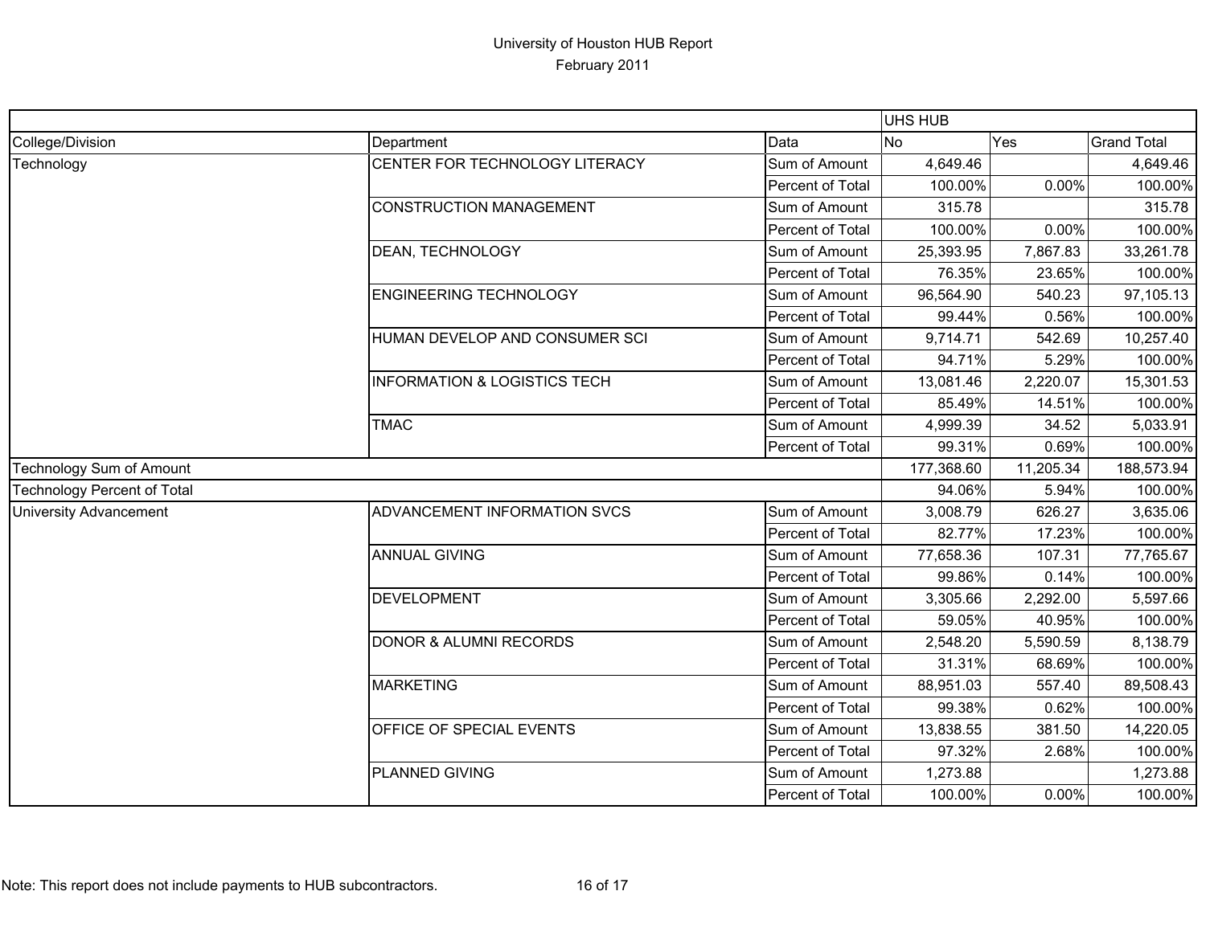# University of Houston HUB Report
## February 2011

| | | | UHS HUB | | |
|---|---|---|---|---|---|
| College/Division | Department | Data | No | Yes | Grand Total |
| Technology | CENTER FOR TECHNOLOGY LITERACY | Sum of Amount | 4,649.46 | | 4,649.46 |
| | | Percent of Total | 100.00% | 0.00% | 100.00% |
| | CONSTRUCTION MANAGEMENT | Sum of Amount | 315.78 | | 315.78 |
| | | Percent of Total | 100.00% | 0.00% | 100.00% |
| | DEAN, TECHNOLOGY | Sum of Amount | 25,393.95 | 7,867.83 | 33,261.78 |
| | | Percent of Total | 76.35% | 23.65% | 100.00% |
| | ENGINEERING TECHNOLOGY | Sum of Amount | 96,564.90 | 540.23 | 97,105.13 |
| | | Percent of Total | 99.44% | 0.56% | 100.00% |
| | HUMAN DEVELOP AND CONSUMER SCI | Sum of Amount | 9,714.71 | 542.69 | 10,257.40 |
| | | Percent of Total | 94.71% | 5.29% | 100.00% |
| | INFORMATION & LOGISTICS TECH | Sum of Amount | 13,081.46 | 2,220.07 | 15,301.53 |
| | | Percent of Total | 85.49% | 14.51% | 100.00% |
| | TMAC | Sum of Amount | 4,999.39 | 34.52 | 5,033.91 |
| | | Percent of Total | 99.31% | 0.69% | 100.00% |
| Technology Sum of Amount | | | 177,368.60 | 11,205.34 | 188,573.94 |
| Technology Percent of Total | | | 94.06% | 5.94% | 100.00% |
| University Advancement | ADVANCEMENT INFORMATION SVCS | Sum of Amount | 3,008.79 | 626.27 | 3,635.06 |
| | | Percent of Total | 82.77% | 17.23% | 100.00% |
| | ANNUAL GIVING | Sum of Amount | 77,658.36 | 107.31 | 77,765.67 |
| | | Percent of Total | 99.86% | 0.14% | 100.00% |
| | DEVELOPMENT | Sum of Amount | 3,305.66 | 2,292.00 | 5,597.66 |
| | | Percent of Total | 59.05% | 40.95% | 100.00% |
| | DONOR & ALUMNI RECORDS | Sum of Amount | 2,548.20 | 5,590.59 | 8,138.79 |
| | | Percent of Total | 31.31% | 68.69% | 100.00% |
| | MARKETING | Sum of Amount | 88,951.03 | 557.40 | 89,508.43 |
| | | Percent of Total | 99.38% | 0.62% | 100.00% |
| | OFFICE OF SPECIAL EVENTS | Sum of Amount | 13,838.55 | 381.50 | 14,220.05 |
| | | Percent of Total | 97.32% | 2.68% | 100.00% |
| | PLANNED GIVING | Sum of Amount | 1,273.88 | | 1,273.88 |
| | | Percent of Total | 100.00% | 0.00% | 100.00% |

Note: This report does not include payments to HUB subcontractors.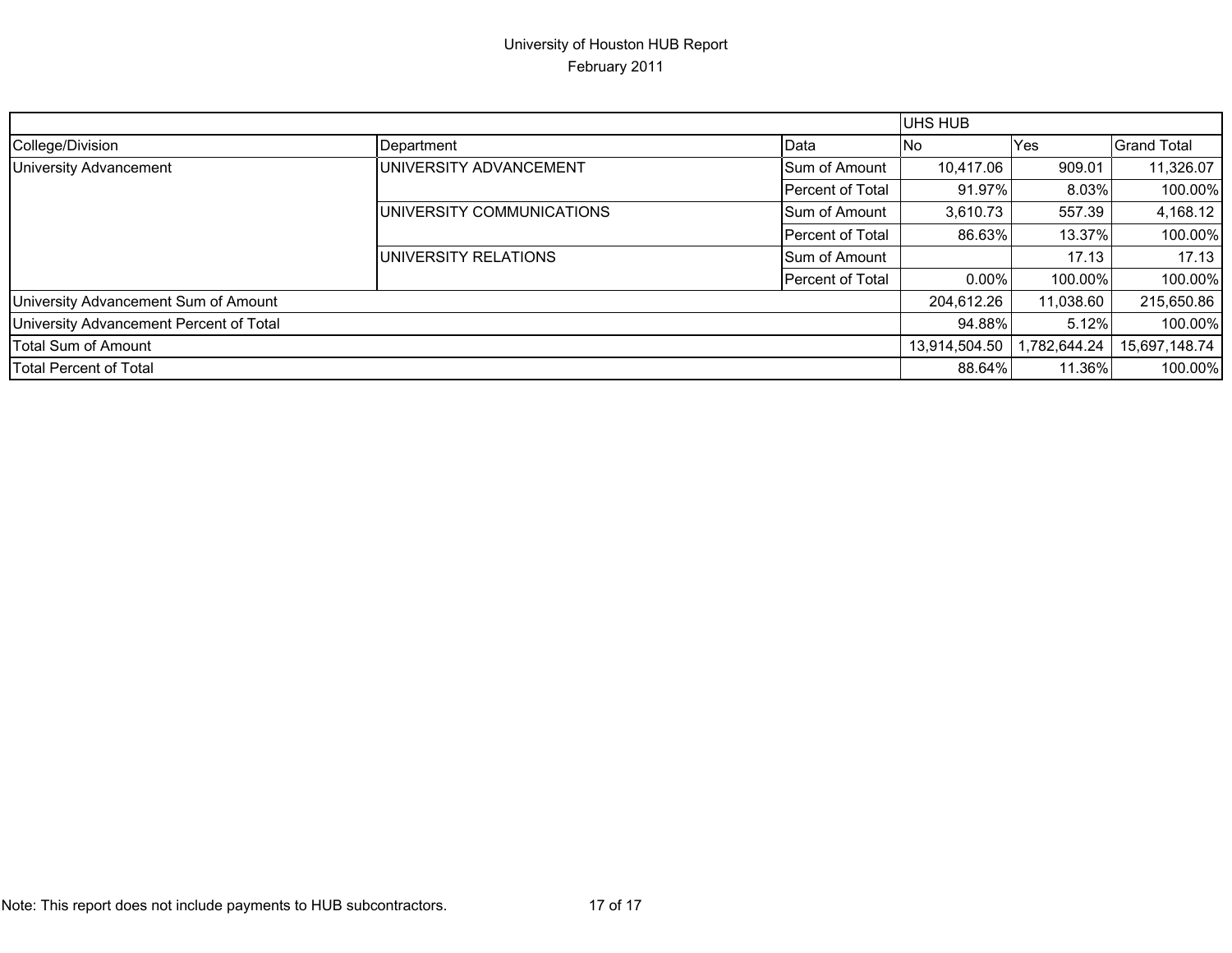University of Houston HUB Report
February 2011

| | | | UHS HUB | | |
|---|---|---|---|---|---|
| College/Division | Department | Data | No | Yes | Grand Total |
| University Advancement | UNIVERSITY ADVANCEMENT | Sum of Amount | 10,417.06 | 909.01 | 11,326.07 |
| | | Percent of Total | 91.97% | 8.03% | 100.00% |
| | UNIVERSITY COMMUNICATIONS | Sum of Amount | 3,610.73 | 557.39 | 4,168.12 |
| | | Percent of Total | 86.63% | 13.37% | 100.00% |
| | UNIVERSITY RELATIONS | Sum of Amount | | 17.13 | 17.13 |
| | | Percent of Total | 0.00% | 100.00% | 100.00% |
| University Advancement Sum of Amount | | | 204,612.26 | 11,038.60 | 215,650.86 |
| University Advancement Percent of Total | | | 94.88% | 5.12% | 100.00% |
| Total Sum of Amount | | | 13,914,504.50 | 1,782,644.24 | 15,697,148.74 |
| Total Percent of Total | | | 88.64% | 11.36% | 100.00% |

Note: This report does not include payments to HUB subcontractors.